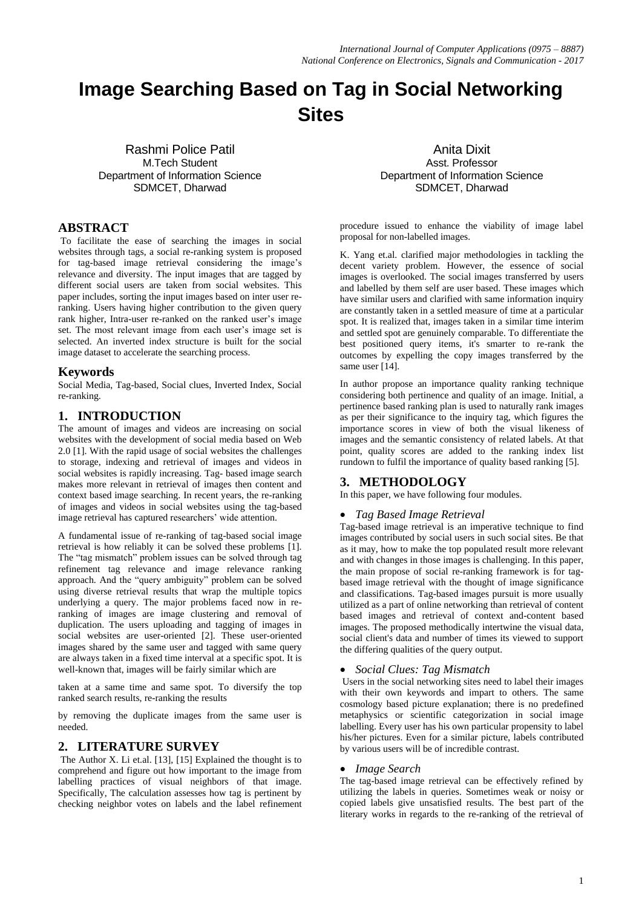# Image Searching Based on Tag in Social Networking Sites

Rashmi Police Patil
M.Tech Student
Department of Information Science
SDMCET, Dharwad

Anita Dixit
Asst. Professor
Department of Information Science
SDMCET, Dharwad

## ABSTRACT

To facilitate the ease of searching the images in social websites through tags, a social re-ranking system is proposed for tag-based image retrieval considering the image's relevance and diversity. The input images that are tagged by different social users are taken from social websites. This paper includes, sorting the input images based on inter user re-ranking. Users having higher contribution to the given query rank higher, Intra-user re-ranked on the ranked user's image set. The most relevant image from each user's image set is selected. An inverted index structure is built for the social image dataset to accelerate the searching process.

## Keywords

Social Media, Tag-based, Social clues, Inverted Index, Social re-ranking.

## 1. INTRODUCTION

The amount of images and videos are increasing on social websites with the development of social media based on Web 2.0 [1]. With the rapid usage of social websites the challenges to storage, indexing and retrieval of images and videos in social websites is rapidly increasing. Tag- based image search makes more relevant in retrieval of images then content and context based image searching. In recent years, the re-ranking of images and videos in social websites using the tag-based image retrieval has captured researchers' wide attention.

A fundamental issue of re-ranking of tag-based social image retrieval is how reliably it can be solved these problems [1]. The "tag mismatch" problem issues can be solved through tag refinement tag relevance and image relevance ranking approach. And the "query ambiguity" problem can be solved using diverse retrieval results that wrap the multiple topics underlying a query. The major problems faced now in re-ranking of images are image clustering and removal of duplication. The users uploading and tagging of images in social websites are user-oriented [2]. These user-oriented images shared by the same user and tagged with same query are always taken in a fixed time interval at a specific spot. It is well-known that, images will be fairly similar which are

taken at a same time and same spot. To diversify the top ranked search results, re-ranking the results

by removing the duplicate images from the same user is needed.

## 2. LITERATURE SURVEY

The Author X. Li et.al. [13], [15] Explained the thought is to comprehend and figure out how important to the image from labelling practices of visual neighbors of that image. Specifically, The calculation assesses how tag is pertinent by checking neighbor votes on labels and the label refinement procedure issued to enhance the viability of image label proposal for non-labelled images.

K. Yang et.al. clarified major methodologies in tackling the decent variety problem. However, the essence of social images is overlooked. The social images transferred by users and labelled by them self are user based. These images which have similar users and clarified with same information inquiry are constantly taken in a settled measure of time at a particular spot. It is realized that, images taken in a similar time interim and settled spot are genuinely comparable. To differentiate the best positioned query items, it's smarter to re-rank the outcomes by expelling the copy images transferred by the same user [14].

In author propose an importance quality ranking technique considering both pertinence and quality of an image. Initial, a pertinence based ranking plan is used to naturally rank images as per their significance to the inquiry tag, which figures the importance scores in view of both the visual likeness of images and the semantic consistency of related labels. At that point, quality scores are added to the ranking index list rundown to fulfil the importance of quality based ranking [5].

## 3. METHODOLOGY

In this paper, we have following four modules.

- *Tag Based Image Retrieval*

Tag-based image retrieval is an imperative technique to find images contributed by social users in such social sites. Be that as it may, how to make the top populated result more relevant and with changes in those images is challenging. In this paper, the main propose of social re-ranking framework is for tag-based image retrieval with the thought of image significance and classifications. Tag-based images pursuit is more usually utilized as a part of online networking than retrieval of content based images and retrieval of context and-content based images. The proposed methodically intertwine the visual data, social client's data and number of times its viewed to support the differing qualities of the query output.

- *Social Clues: Tag Mismatch*

Users in the social networking sites need to label their images with their own keywords and impart to others. The same cosmology based picture explanation; there is no predefined metaphysics or scientific categorization in social image labelling. Every user has his own particular propensity to label his/her pictures. Even for a similar picture, labels contributed by various users will be of incredible contrast.

- *Image Search*

The tag-based image retrieval can be effectively refined by utilizing the labels in queries. Sometimes weak or noisy or copied labels give unsatisfied results. The best part of the literary works in regards to the re-ranking of the retrieval of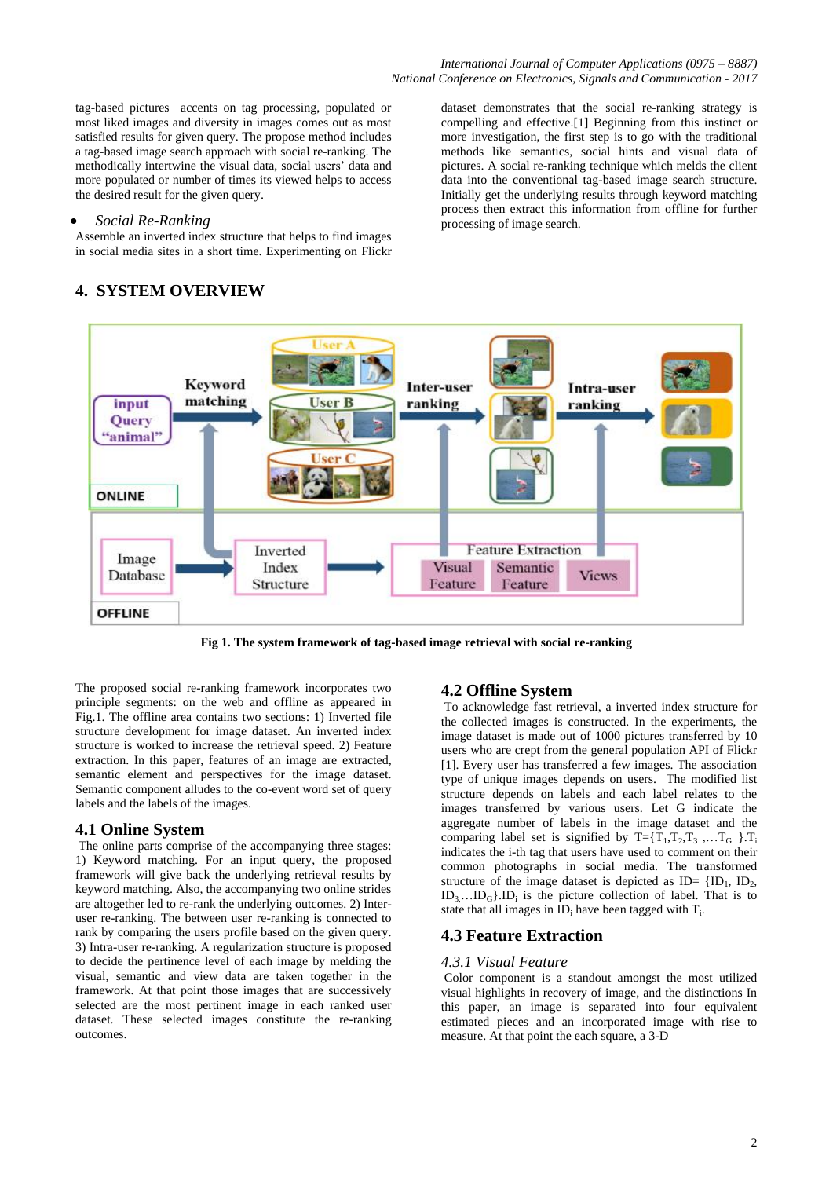tag-based pictures accents on tag processing, populated or most liked images and diversity in images comes out as most satisfied results for given query. The propose method includes a tag-based image search approach with social re-ranking. The methodically intertwine the visual data, social users' data and more populated or number of times its viewed helps to access the desired result for the given query.

- *Social Re-Ranking*

Assemble an inverted index structure that helps to find images in social media sites in a short time. Experimenting on Flickr dataset demonstrates that the social re-ranking strategy is compelling and effective.[1] Beginning from this instinct or more investigation, the first step is to go with the traditional methods like semantics, social hints and visual data of pictures. A social re-ranking technique which melds the client data into the conventional tag-based image search structure. Initially get the underlying results through keyword matching process then extract this information from offline for further processing of image search.

## 4. SYSTEM OVERVIEW

**Fig 1. The system framework of tag-based image retrieval with social re-ranking**

The proposed social re-ranking framework incorporates two principle segments: on the web and offline as appeared in Fig.1. The offline area contains two sections: 1) Inverted file structure development for image dataset. An inverted index structure is worked to increase the retrieval speed. 2) Feature extraction. In this paper, features of an image are extracted, semantic element and perspectives for the image dataset. Semantic component alludes to the co-event word set of query labels and the labels of the images.

### 4.1 Online System

The online parts comprise of the accompanying three stages: 1) Keyword matching. For an input query, the proposed framework will give back the underlying retrieval results by keyword matching. Also, the accompanying two online strides are altogether led to re-rank the underlying outcomes. 2) Inter-user re-ranking. The between user re-ranking is connected to rank by comparing the users profile based on the given query. 3) Intra-user re-ranking. A regularization structure is proposed to decide the pertinence level of each image by melding the visual, semantic and view data are taken together in the framework. At that point those images that are successively selected are the most pertinent image in each ranked user dataset. These selected images constitute the re-ranking outcomes.

### 4.2 Offline System

To acknowledge fast retrieval, a inverted index structure for the collected images is constructed. In the experiments, the image dataset is made out of 1000 pictures transferred by 10 users who are crept from the general population API of Flickr [1]. Every user has transferred a few images. The association type of unique images depends on users. The modified list structure depends on labels and each label relates to the images transferred by various users. Let G indicate the aggregate number of labels in the image dataset and the comparing label set is signified by $T=\{T_1,T_2,T_3,\ldots T_G\}$.$T_i$ indicates the i-th tag that users have used to comment on their common photographs in social media. The transformed structure of the image dataset is depicted as $ID=\{ID_1, ID_2, ID_3,\ldots ID_G\}$.$ID_i$ is the picture collection of label. That is to state that all images in $ID_i$ have been tagged with $T_i$.

### 4.3 Feature Extraction

#### *4.3.1 Visual Feature*

Color component is a standout amongst the most utilized visual highlights in recovery of image, and the distinctions In this paper, an image is separated into four equivalent estimated pieces and an incorporated image with rise to measure. At that point the each square, a 3-D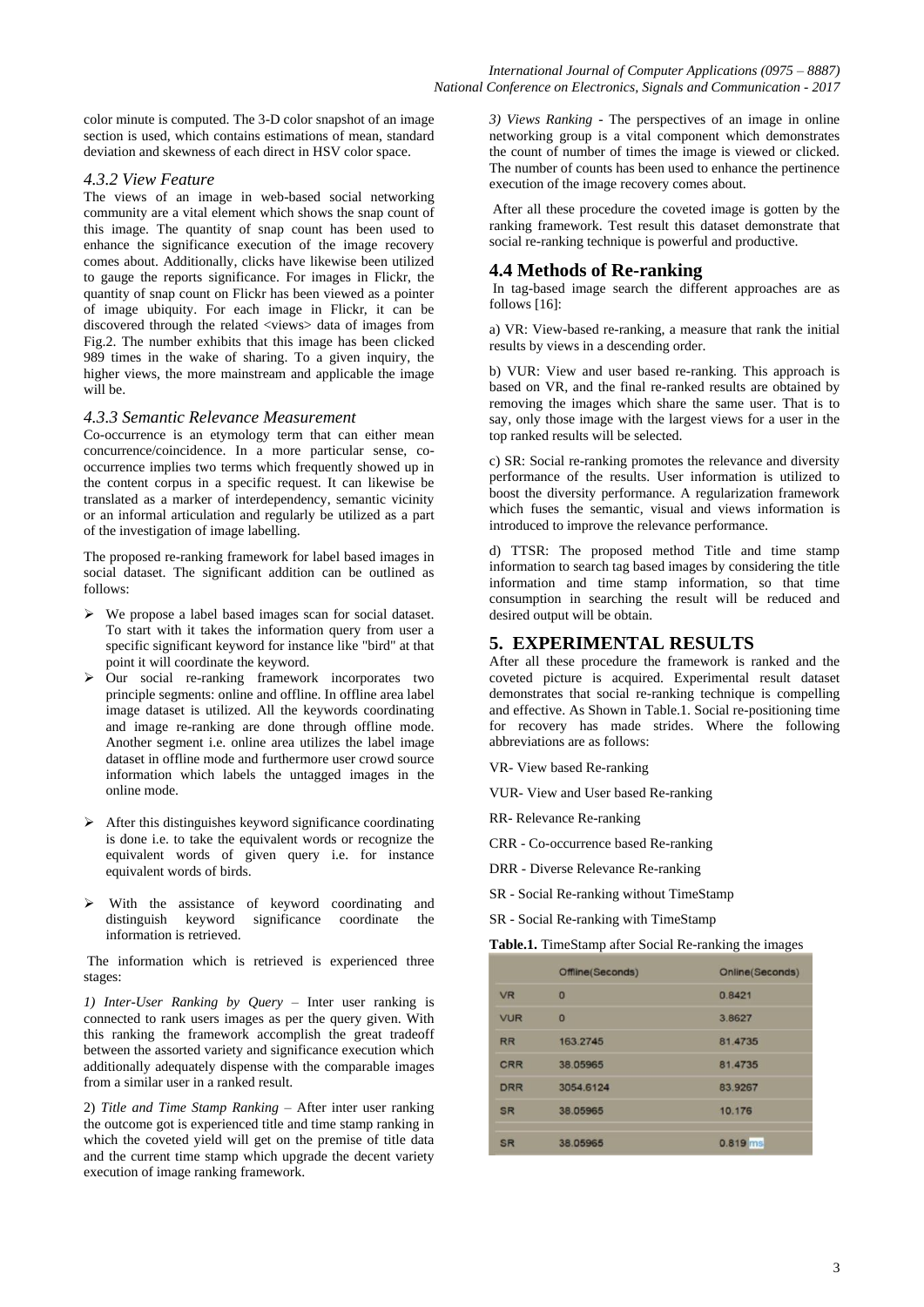color minute is computed. The 3-D color snapshot of an image section is used, which contains estimations of mean, standard deviation and skewness of each direct in HSV color space.

### *4.3.2 View Feature*

The views of an image in web-based social networking community are a vital element which shows the snap count of this image. The quantity of snap count has been used to enhance the significance execution of the image recovery comes about. Additionally, clicks have likewise been utilized to gauge the reports significance. For images in Flickr, the quantity of snap count on Flickr has been viewed as a pointer of image ubiquity. For each image in Flickr, it can be discovered through the related <views> data of images from Fig.2. The number exhibits that this image has been clicked 989 times in the wake of sharing. To a given inquiry, the higher views, the more mainstream and applicable the image will be.

### *4.3.3 Semantic Relevance Measurement*

Co-occurrence is an etymology term that can either mean concurrence/coincidence. In a more particular sense, co-occurrence implies two terms which frequently showed up in the content corpus in a specific request. It can likewise be translated as a marker of interdependency, semantic vicinity or an informal articulation and regularly be utilized as a part of the investigation of image labelling.

The proposed re-ranking framework for label based images in social dataset. The significant addition can be outlined as follows:

- We propose a label based images scan for social dataset. To start with it takes the information query from user a specific significant keyword for instance like "bird" at that point it will coordinate the keyword.
- Our social re-ranking framework incorporates two principle segments: online and offline. In offline area label image dataset is utilized. All the keywords coordinating and image re-ranking are done through offline mode. Another segment i.e. online area utilizes the label image dataset in offline mode and furthermore user crowd source information which labels the untagged images in the online mode.
- After this distinguishes keyword significance coordinating is done i.e. to take the equivalent words or recognize the equivalent words of given query i.e. for instance equivalent words of birds.
- With the assistance of keyword coordinating and distinguish keyword significance coordinate the information is retrieved.

The information which is retrieved is experienced three stages:

*1) Inter-User Ranking by Query* – Inter user ranking is connected to rank users images as per the query given. With this ranking the framework accomplish the great tradeoff between the assorted variety and significance execution which additionally adequately dispense with the comparable images from a similar user in a ranked result.

2) *Title and Time Stamp Ranking* – After inter user ranking the outcome got is experienced title and time stamp ranking in which the coveted yield will get on the premise of title data and the current time stamp which upgrade the decent variety execution of image ranking framework.

*3) Views Ranking* - The perspectives of an image in online networking group is a vital component which demonstrates the count of number of times the image is viewed or clicked. The number of counts has been used to enhance the pertinence execution of the image recovery comes about.

After all these procedure the coveted image is gotten by the ranking framework. Test result this dataset demonstrate that social re-ranking technique is powerful and productive.

## 4.4 Methods of Re-ranking

In tag-based image search the different approaches are as follows [16]:

a) VR: View-based re-ranking, a measure that rank the initial results by views in a descending order.

b) VUR: View and user based re-ranking. This approach is based on VR, and the final re-ranked results are obtained by removing the images which share the same user. That is to say, only those image with the largest views for a user in the top ranked results will be selected.

c) SR: Social re-ranking promotes the relevance and diversity performance of the results. User information is utilized to boost the diversity performance. A regularization framework which fuses the semantic, visual and views information is introduced to improve the relevance performance.

d) TTSR: The proposed method Title and time stamp information to search tag based images by considering the title information and time stamp information, so that time consumption in searching the result will be reduced and desired output will be obtain.

## 5. EXPERIMENTAL RESULTS

After all these procedure the framework is ranked and the coveted picture is acquired. Experimental result dataset demonstrates that social re-ranking technique is compelling and effective. As Shown in Table.1. Social re-positioning time for recovery has made strides. Where the following abbreviations are as follows:

VR- View based Re-ranking

VUR- View and User based Re-ranking

RR- Relevance Re-ranking

CRR - Co-occurrence based Re-ranking

DRR - Diverse Relevance Re-ranking

SR - Social Re-ranking without TimeStamp

SR - Social Re-ranking with TimeStamp

**Table.1.** TimeStamp after Social Re-ranking the images

| | Offline(Seconds) | Online(Seconds) |
|---|---|---|
| VR | 0 | 0.8421 |
| VUR | 0 | 3.8627 |
| RR | 163.2745 | 81.4735 |
| CRR | 38.05965 | 81.4735 |
| DRR | 3054.6124 | 83.9267 |
| SR | 38.05965 | 10.176 |
| SR | 38.05965 | 0.819 ms |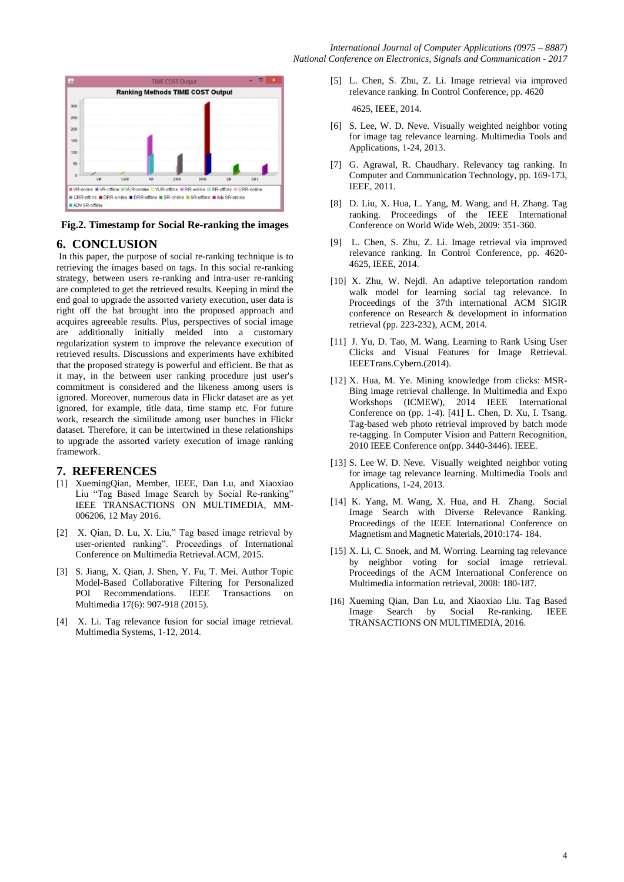TIME COST Output

Ranking Methods TIME COST Output

300
250
200
150
100
50
0

VR VUR RR CRR DRR SR SR1

VR-online VR-offline VUR-online VUR-offline RR-online RR-offline CRR-online CRR-offline DRR-online DRR-offline SR-online SR-offline Adv SR-online ADV SR-offline

**Fig.2. Timestamp for Social Re-ranking the images**

## 6. CONCLUSION

In this paper, the purpose of social re-ranking technique is to retrieving the images based on tags. In this social re-ranking strategy, between users re-ranking and intra-user re-ranking are completed to get the retrieved results. Keeping in mind the end goal to upgrade the assorted variety execution, user data is right off the bat brought into the proposed approach and acquires agreeable results. Plus, perspectives of social image are additionally initially melded into a customary regularization system to improve the relevance execution of retrieved results. Discussions and experiments have exhibited that the proposed strategy is powerful and efficient. Be that as it may, in the between user ranking procedure just user's commitment is considered and the likeness among users is ignored. Moreover, numerous data in Flickr dataset are as yet ignored, for example, title data, time stamp etc. For future work, research the similitude among user bunches in Flickr dataset. Therefore, it can be intertwined in these relationships to upgrade the assorted variety execution of image ranking framework.

## 7. REFERENCES

[1] XuemingQian, Member, IEEE, Dan Lu, and Xiaoxiao Liu "Tag Based Image Search by Social Re-ranking" IEEE TRANSACTIONS ON MULTIMEDIA, MM-006206, 12 May 2016.

[2] X. Qian, D. Lu, X. Liu," Tag based image retrieval by user-oriented ranking". Proceedings of International Conference on Multimedia Retrieval.ACM, 2015.

[3] S. Jiang, X. Qian, J. Shen, Y. Fu, T. Mei. Author Topic Model-Based Collaborative Filtering for Personalized POI Recommendations. IEEE Transactions on Multimedia 17(6): 907-918 (2015).

[4] X. Li. Tag relevance fusion for social image retrieval. Multimedia Systems, 1-12, 2014.

[5] L. Chen, S. Zhu, Z. Li. Image retrieval via improved relevance ranking. In Control Conference, pp. 4620

4625, IEEE, 2014.

[6] S. Lee, W. D. Neve. Visually weighted neighbor voting for image tag relevance learning. Multimedia Tools and Applications, 1-24, 2013.

[7] G. Agrawal, R. Chaudhary. Relevancy tag ranking. In Computer and Communication Technology, pp. 169-173, IEEE, 2011.

[8] D. Liu, X. Hua, L. Yang, M. Wang, and H. Zhang. Tag ranking. Proceedings of the IEEE International Conference on World Wide Web, 2009: 351-360.

[9] L. Chen, S. Zhu, Z. Li. Image retrieval via improved relevance ranking. In Control Conference, pp. 4620-4625, IEEE, 2014.

[10] X. Zhu, W. Nejdl. An adaptive teleportation random walk model for learning social tag relevance. In Proceedings of the 37th international ACM SIGIR conference on Research & development in information retrieval (pp. 223-232), ACM, 2014.

[11] J. Yu, D. Tao, M. Wang. Learning to Rank Using User Clicks and Visual Features for Image Retrieval. IEEETrans.Cybern.(2014).

[12] X. Hua, M. Ye. Mining knowledge from clicks: MSR-Bing image retrieval challenge. In Multimedia and Expo Workshops (ICMEW), 2014 IEEE International Conference on (pp. 1-4). [41] L. Chen, D. Xu, I. Tsang. Tag-based web photo retrieval improved by batch mode re-tagging. In Computer Vision and Pattern Recognition, 2010 IEEE Conference on(pp. 3440-3446). IEEE.

[13] S. Lee W. D. Neve. Visually weighted neighbor voting for image tag relevance learning. Multimedia Tools and Applications, 1-24, 2013.

[14] K. Yang, M. Wang, X. Hua, and H. Zhang. Social Image Search with Diverse Relevance Ranking. Proceedings of the IEEE International Conference on Magnetism and Magnetic Materials, 2010:174- 184.

[15] X. Li, C. Snoek, and M. Worring. Learning tag relevance by neighbor voting for social image retrieval. Proceedings of the ACM International Conference on Multimedia information retrieval, 2008: 180-187.

[16] Xueming Qian, Dan Lu, and Xiaoxiao Liu. Tag Based Image Search by Social Re-ranking. IEEE TRANSACTIONS ON MULTIMEDIA, 2016.